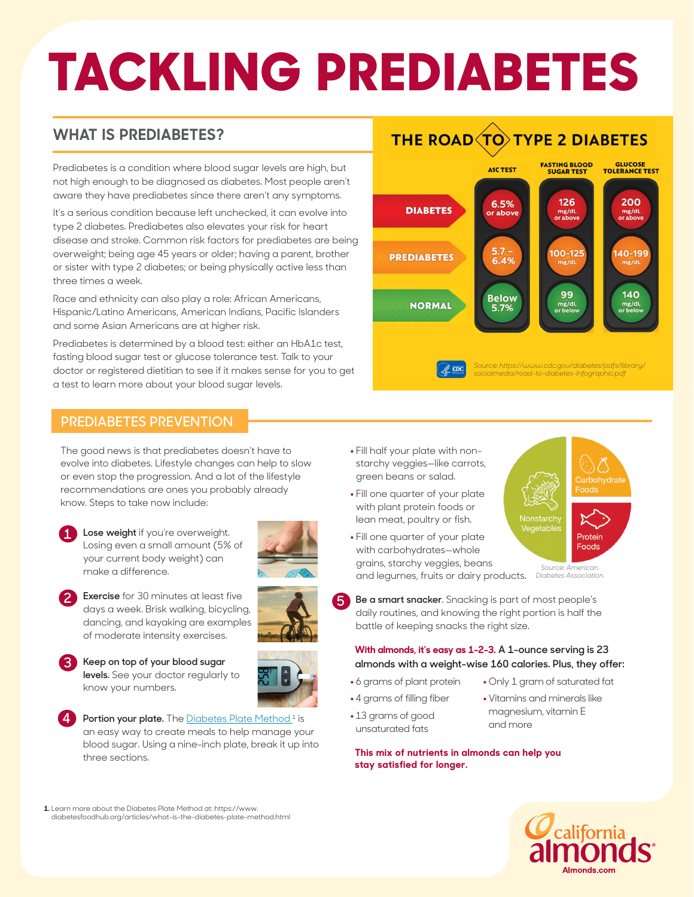# TACKLING PREDIABETES

## WHAT IS PREDIABETES?

Prediabetes is a condition where blood sugar levels are high, but not high enough to be diagnosed as diabetes. Most people aren't aware they have prediabetes since there aren't any symptoms.

It's a serious condition because left unchecked, it can evolve into type 2 diabetes. Prediabetes also elevates your risk for heart disease and stroke. Common risk factors for prediabetes are being overweight; being age 45 years or older; having a parent, brother or sister with type 2 diabetes; or being physically active less than three times a week.

Race and ethnicity can also play a role: African Americans, Hispanic/Latino Americans, American Indians, Pacific Islanders and some Asian Americans are at higher risk.

Prediabetes is determined by a blood test: either an HbA1c test, fasting blood sugar test or glucose tolerance test. Talk to your doctor or registered dietitian to see if it makes sense for you to get a test to learn more about your blood sugar levels.

## THE ROAD TO TYPE 2 DIABETES

| | A1C TEST | FASTING BLOOD SUGAR TEST | GLUCOSE TOLERANCE TEST |
|---|---|---|---|
| DIABETES | 6.5% or above | 126 mg/dL or above | 200 mg/dL or above |
| PREDIABETES | 5.7 – 6.4% | 100-125 mg/dL | 140-199 mg/dL |
| NORMAL | Below 5.7% | 99 mg/dL or below | 140 mg/dL or below |

*Source: https://www.cdc.gov/diabetes/pdfs/library/socialmedia/road-to-diabetes-infographic.pdf*

## PREDIABETES PREVENTION

The good news is that prediabetes doesn't have to evolve into diabetes. Lifestyle changes can help to slow or even stop the progression. And a lot of the lifestyle recommendations are ones you probably already know. Steps to take now include:

1. **Lose weight** if you're overweight. Losing even a small amount (5% of your current body weight) can make a difference.
2. **Exercise** for 30 minutes at least five days a week. Brisk walking, bicycling, dancing, and kayaking are examples of moderate intensity exercises.
3. **Keep on top of your blood sugar levels.** See your doctor regularly to know your numbers.
4. **Portion your plate.** The Diabetes Plate Method [1] is an easy way to create meals to help manage your blood sugar. Using a nine-inch plate, break it up into three sections.
   - Fill half your plate with non-starchy veggies—like carrots, green beans or salad.
   - Fill one quarter of your plate with plant protein foods or lean meat, poultry or fish.
   - Fill one quarter of your plate with carbohydrates—whole grains, starchy veggies, beans and legumes, fruits or dairy products.

Nonstarchy Vegetables | Carbohydrate Foods | Protein Foods

*Source: American Diabetes Association*

5. **Be a smart snacker**. Snacking is part of most people's daily routines, and knowing the right portion is half the battle of keeping snacks the right size.

**With almonds, it's easy as 1-2-3. A 1-ounce serving is 23 almonds with a weight-wise 160 calories. Plus, they offer:**

- 6 grams of plant protein
- 4 grams of filling fiber
- 13 grams of good unsaturated fats
- Only 1 gram of saturated fat
- Vitamins and minerals like magnesium, vitamin E and more

**This mix of nutrients in almonds can help you stay satisfied for longer.**

1. Learn more about the Diabetes Plate Method at: https://www.diabetesfoodhub.org/articles/what-is-the-diabetes-plate-method.html

california almonds
Almonds.com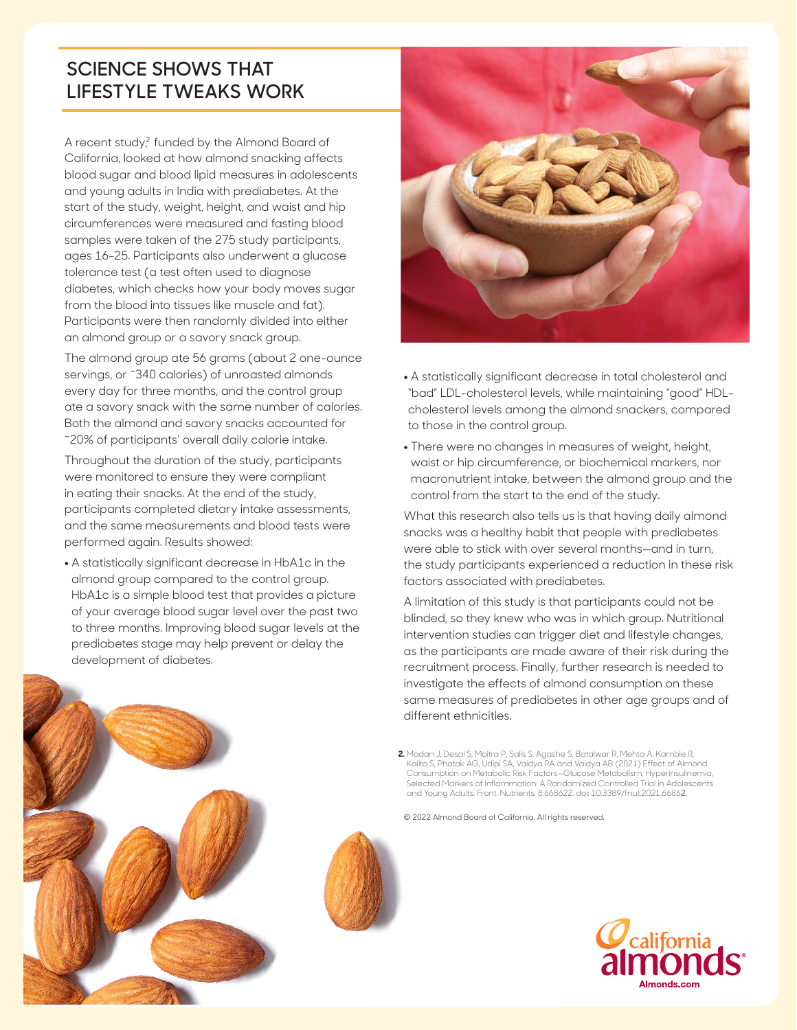## SCIENCE SHOWS THAT LIFESTYLE TWEAKS WORK

A recent study,[2] funded by the Almond Board of California, looked at how almond snacking affects blood sugar and blood lipid measures in adolescents and young adults in India with prediabetes. At the start of the study, weight, height, and waist and hip circumferences were measured and fasting blood samples were taken of the 275 study participants, ages 16-25. Participants also underwent a glucose tolerance test (a test often used to diagnose diabetes, which checks how your body moves sugar from the blood into tissues like muscle and fat). Participants were then randomly divided into either an almond group or a savory snack group.

The almond group ate 56 grams (about 2 one-ounce servings, or ~340 calories) of unroasted almonds every day for three months, and the control group ate a savory snack with the same number of calories. Both the almond and savory snacks accounted for ~20% of participants' overall daily calorie intake.

Throughout the duration of the study, participants were monitored to ensure they were compliant in eating their snacks. At the end of the study, participants completed dietary intake assessments, and the same measurements and blood tests were performed again. Results showed:

- A statistically significant decrease in HbA1c in the almond group compared to the control group. HbA1c is a simple blood test that provides a picture of your average blood sugar level over the past two to three months. Improving blood sugar levels at the prediabetes stage may help prevent or delay the development of diabetes.
- A statistically significant decrease in total cholesterol and "bad" LDL-cholesterol levels, while maintaining "good" HDL-cholesterol levels among the almond snackers, compared to those in the control group.
- There were no changes in measures of weight, height, waist or hip circumference, or biochemical markers, nor macronutrient intake, between the almond group and the control from the start to the end of the study.

What this research also tells us is that having daily almond snacks was a healthy habit that people with prediabetes were able to stick with over several months—and in turn, the study participants experienced a reduction in these risk factors associated with prediabetes.

A limitation of this study is that participants could not be blinded, so they knew who was in which group. Nutritional intervention studies can trigger diet and lifestyle changes, as the participants are made aware of their risk during the recruitment process. Finally, further research is needed to investigate the effects of almond consumption on these same measures of prediabetes in other age groups and of different ethnicities.

**2.** Madan J, Desai S, Moitra P, Salis S, Agashe S, Batalwar R, Mehta A, Kamble R, Kalita S, Phatak AG, Udipi SA, Vaidya RA and Vaidya AB (2021) Effect of Almond Consumption on Metabolic Risk Factors—Glucose Metabolism, Hyperinsulinemia, Selected Markers of Inflammation: A Randomized Controlled Trial in Adolescents and Young Adults. Front. Nutrients. 8:668622. doi: 10.3389/fnut.2021.668622.

© 2022 Almond Board of California. All rights reserved.

california almonds
Almonds.com